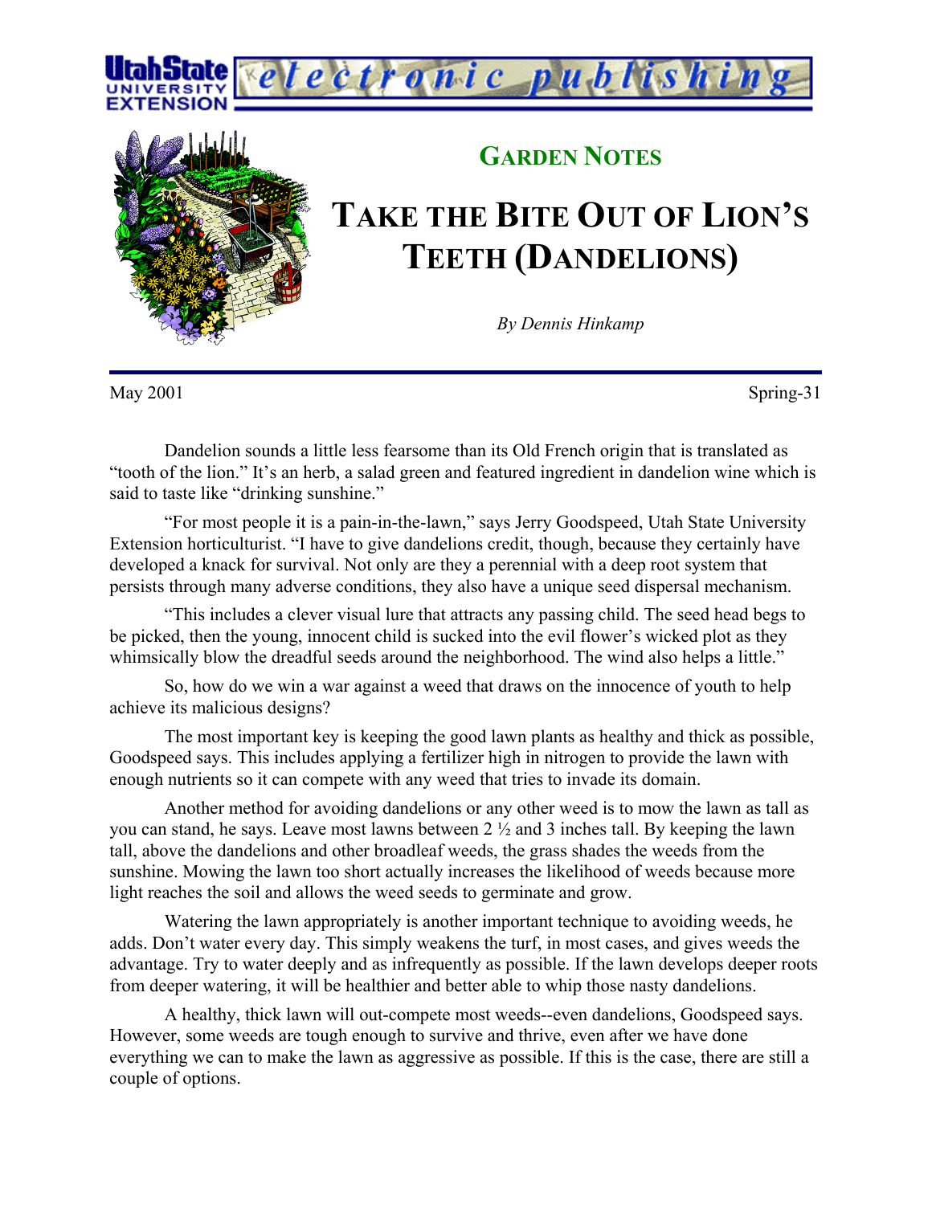**GARDEN NOTES**

# TAKE THE BITE OUT OF LION'S TEETH (DANDELIONS)

*By Dennis Hinkamp*

May 2001 Spring-31

Dandelion sounds a little less fearsome than its Old French origin that is translated as "tooth of the lion." It's an herb, a salad green and featured ingredient in dandelion wine which is said to taste like "drinking sunshine."

"For most people it is a pain-in-the-lawn," says Jerry Goodspeed, Utah State University Extension horticulturist. "I have to give dandelions credit, though, because they certainly have developed a knack for survival. Not only are they a perennial with a deep root system that persists through many adverse conditions, they also have a unique seed dispersal mechanism.

"This includes a clever visual lure that attracts any passing child. The seed head begs to be picked, then the young, innocent child is sucked into the evil flower's wicked plot as they whimsically blow the dreadful seeds around the neighborhood. The wind also helps a little."

So, how do we win a war against a weed that draws on the innocence of youth to help achieve its malicious designs?

The most important key is keeping the good lawn plants as healthy and thick as possible, Goodspeed says. This includes applying a fertilizer high in nitrogen to provide the lawn with enough nutrients so it can compete with any weed that tries to invade its domain.

Another method for avoiding dandelions or any other weed is to mow the lawn as tall as you can stand, he says. Leave most lawns between 2 ½ and 3 inches tall. By keeping the lawn tall, above the dandelions and other broadleaf weeds, the grass shades the weeds from the sunshine. Mowing the lawn too short actually increases the likelihood of weeds because more light reaches the soil and allows the weed seeds to germinate and grow.

Watering the lawn appropriately is another important technique to avoiding weeds, he adds. Don't water every day. This simply weakens the turf, in most cases, and gives weeds the advantage. Try to water deeply and as infrequently as possible. If the lawn develops deeper roots from deeper watering, it will be healthier and better able to whip those nasty dandelions.

A healthy, thick lawn will out-compete most weeds--even dandelions, Goodspeed says. However, some weeds are tough enough to survive and thrive, even after we have done everything we can to make the lawn as aggressive as possible. If this is the case, there are still a couple of options.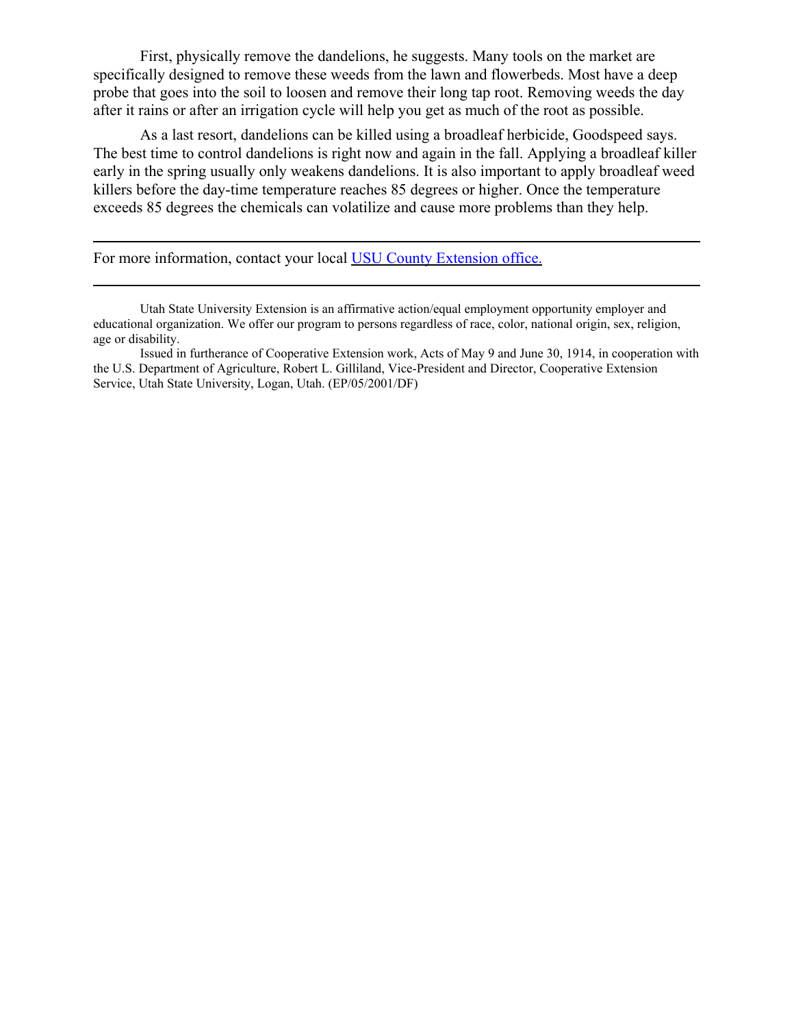First, physically remove the dandelions, he suggests. Many tools on the market are specifically designed to remove these weeds from the lawn and flowerbeds. Most have a deep probe that goes into the soil to loosen and remove their long tap root. Removing weeds the day after it rains or after an irrigation cycle will help you get as much of the root as possible.

As a last resort, dandelions can be killed using a broadleaf herbicide, Goodspeed says. The best time to control dandelions is right now and again in the fall. Applying a broadleaf killer early in the spring usually only weakens dandelions. It is also important to apply broadleaf weed killers before the day-time temperature reaches 85 degrees or higher. Once the temperature exceeds 85 degrees the chemicals can volatilize and cause more problems than they help.

---

For more information, contact your local USU County Extension office.

---

Utah State University Extension is an affirmative action/equal employment opportunity employer and educational organization. We offer our program to persons regardless of race, color, national origin, sex, religion, age or disability.

Issued in furtherance of Cooperative Extension work, Acts of May 9 and June 30, 1914, in cooperation with the U.S. Department of Agriculture, Robert L. Gilliland, Vice-President and Director, Cooperative Extension Service, Utah State University, Logan, Utah. (EP/05/2001/DF)